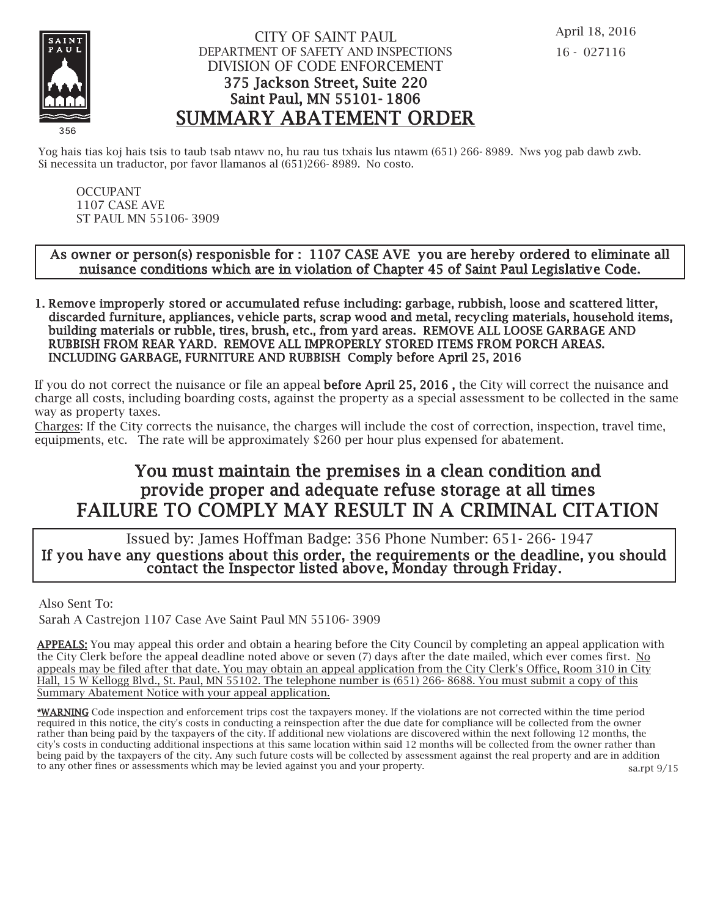April 18, 2016

16 - 027116

CITY OF SAINT PAUL
DEPARTMENT OF SAFETY AND INSPECTIONS
DIVISION OF CODE ENFORCEMENT
**375 Jackson Street, Suite 220**
**Saint Paul, MN 55101-1806**

# SUMMARY ABATEMENT ORDER

356

Yog hais tias koj hais tsis to taub tsab ntawv no, hu rau tus txhais lus ntawm (651) 266-8989. Nws yog pab dawb zwb.
Si necessita un traductor, por favor llamanos al (651)266-8989. No costo.

OCCUPANT
1107 CASE AVE
ST PAUL MN 55106-3909

**As owner or person(s) responisble for : 1107 CASE AVE you are hereby ordered to eliminate all nuisance conditions which are in violation of Chapter 45 of Saint Paul Legislative Code.**

1. **Remove improperly stored or accumulated refuse including: garbage, rubbish, loose and scattered litter, discarded furniture, appliances, vehicle parts, scrap wood and metal, recycling materials, household items, building materials or rubble, tires, brush, etc., from yard areas. REMOVE ALL LOOSE GARBAGE AND RUBBISH FROM REAR YARD. REMOVE ALL IMPROPERLY STORED ITEMS FROM PORCH AREAS. INCLUDING GARBAGE, FURNITURE AND RUBBISH Comply before April 25, 2016**

If you do not correct the nuisance or file an appeal **before April 25, 2016 ,** the City will correct the nuisance and charge all costs, including boarding costs, against the property as a special assessment to be collected in the same way as property taxes.
Charges: If the City corrects the nuisance, the charges will include the cost of correction, inspection, travel time, equipments, etc. The rate will be approximately $260 per hour plus expensed for abatement.

## You must maintain the premises in a clean condition and provide proper and adequate refuse storage at all times
## FAILURE TO COMPLY MAY RESULT IN A CRIMINAL CITATION

Issued by: James Hoffman Badge: 356 Phone Number: 651-266-1947
**If you have any questions about this order, the requirements or the deadline, you should contact the Inspector listed above, Monday through Friday.**

Also Sent To:
Sarah A Castrejon 1107 Case Ave Saint Paul MN 55106-3909

**APPEALS:** You may appeal this order and obtain a hearing before the City Council by completing an appeal application with the City Clerk before the appeal deadline noted above or seven (7) days after the date mailed, which ever comes first. No appeals may be filed after that date. You may obtain an appeal application from the City Clerk's Office, Room 310 in City Hall, 15 W Kellogg Blvd., St. Paul, MN 55102. The telephone number is (651) 266-8688. You must submit a copy of this Summary Abatement Notice with your appeal application.

***WARNING** Code inspection and enforcement trips cost the taxpayers money. If the violations are not corrected within the time period required in this notice, the city's costs in conducting a reinspection after the due date for compliance will be collected from the owner rather than being paid by the taxpayers of the city. If additional new violations are discovered within the next following 12 months, the city's costs in conducting additional inspections at this same location within said 12 months will be collected from the owner rather than being paid by the taxpayers of the city. Any such future costs will be collected by assessment against the real property and are in addition to any other fines or assessments which may be levied against you and your property.

sa.rpt 9/15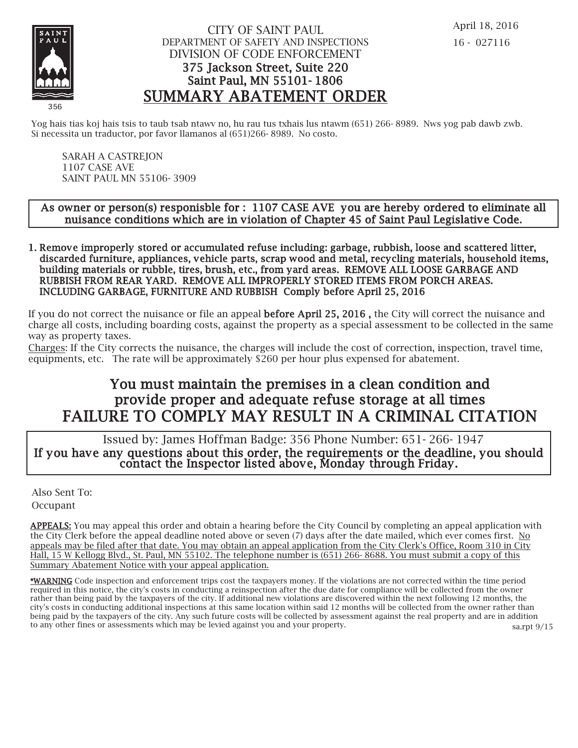April 18, 2016

16 - 027116

CITY OF SAINT PAUL
DEPARTMENT OF SAFETY AND INSPECTIONS
DIVISION OF CODE ENFORCEMENT
375 Jackson Street, Suite 220
Saint Paul, MN 55101-1806

# SUMMARY ABATEMENT ORDER

356

Yog hais tias koj hais tsis to taub tsab ntawv no, hu rau tus txhais lus ntawm (651) 266-8989. Nws yog pab dawb zwb.
Si necessita un traductor, por favor llamanos al (651)266-8989. No costo.

SARAH A CASTREJON
1107 CASE AVE
SAINT PAUL MN 55106-3909

**As owner or person(s) responisble for : 1107 CASE AVE you are hereby ordered to eliminate all nuisance conditions which are in violation of Chapter 45 of Saint Paul Legislative Code.**

1. **Remove improperly stored or accumulated refuse including: garbage, rubbish, loose and scattered litter, discarded furniture, appliances, vehicle parts, scrap wood and metal, recycling materials, household items, building materials or rubble, tires, brush, etc., from yard areas. REMOVE ALL LOOSE GARBAGE AND RUBBISH FROM REAR YARD. REMOVE ALL IMPROPERLY STORED ITEMS FROM PORCH AREAS. INCLUDING GARBAGE, FURNITURE AND RUBBISH Comply before April 25, 2016**

If you do not correct the nuisance or file an appeal **before April 25, 2016 ,** the City will correct the nuisance and charge all costs, including boarding costs, against the property as a special assessment to be collected in the same way as property taxes.

Charges: If the City corrects the nuisance, the charges will include the cost of correction, inspection, travel time, equipments, etc. The rate will be approximately $260 per hour plus expensed for abatement.

## You must maintain the premises in a clean condition and provide proper and adequate refuse storage at all times
## FAILURE TO COMPLY MAY RESULT IN A CRIMINAL CITATION

Issued by: James Hoffman Badge: 356 Phone Number: 651-266-1947

**If you have any questions about this order, the requirements or the deadline, you should contact the Inspector listed above, Monday through Friday.**

Also Sent To:
Occupant

**APPEALS:** You may appeal this order and obtain a hearing before the City Council by completing an appeal application with the City Clerk before the appeal deadline noted above or seven (7) days after the date mailed, which ever comes first. No appeals may be filed after that date. You may obtain an appeal application from the City Clerk's Office, Room 310 in City Hall, 15 W Kellogg Blvd., St. Paul, MN 55102. The telephone number is (651) 266-8688. You must submit a copy of this Summary Abatement Notice with your appeal application.

**\*WARNING** Code inspection and enforcement trips cost the taxpayers money. If the violations are not corrected within the time period required in this notice, the city's costs in conducting a reinspection after the due date for compliance will be collected from the owner rather than being paid by the taxpayers of the city. If additional new violations are discovered within the next following 12 months, the city's costs in conducting additional inspections at this same location within said 12 months will be collected from the owner rather than being paid by the taxpayers of the city. Any such future costs will be collected by assessment against the real property and are in addition to any other fines or assessments which may be levied against you and your property.

sa.rpt 9/15